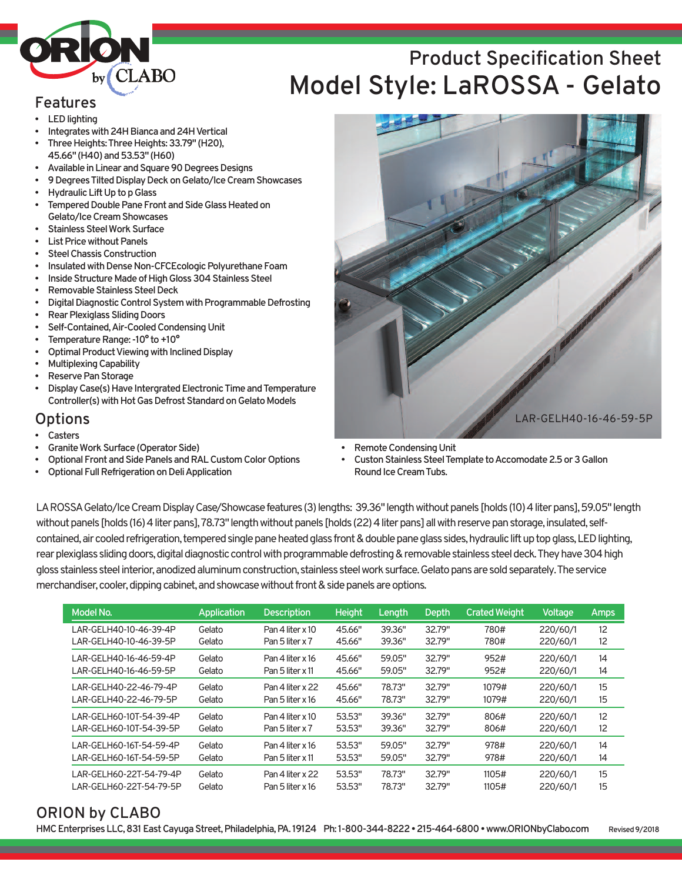# Product Specification Sheet

# Model Style: LaROSSA - Gelato

## Features

- LED lighting
- Integrates with 24H Bianca and 24H Vertical
- Three Heights: Three Heights: 33.79" (H20), 45.66" (H40) and 53.53" (H60)
- Available in Linear and Square 90 Degrees Designs
- 9 Degrees Tilted Display Deck on Gelato/Ice Cream Showcases
- Hydraulic Lift Up to p Glass
- Tempered Double Pane Front and Side Glass Heated on Gelato/Ice Cream Showcases
- Stainless Steel Work Surface
- List Price without Panels
- Steel Chassis Construction
- Insulated with Dense Non-CFCEcologic Polyurethane Foam
- Inside Structure Made of High Gloss 304 Stainless Steel
- Removable Stainless Steel Deck
- Digital Diagnostic Control System with Programmable Defrosting
- Rear Plexiglass Sliding Doors
- Self-Contained, Air-Cooled Condensing Unit
- Temperature Range: -10° to +10°
- Optimal Product Viewing with Inclined Display
- Multiplexing Capability
- Reserve Pan Storage
- Display Case(s) Have Intergrated Electronic Time and Temperature Controller(s) with Hot Gas Defrost Standard on Gelato Models

LAR-GELH40-16-46-59-5P

## Options

- Casters
- Granite Work Surface (Operator Side)
- Optional Front and Side Panels and RAL Custom Color Options
- Optional Full Refrigeration on Deli Application
- Remote Condensing Unit
- Custon Stainless Steel Template to Accomodate 2.5 or 3 Gallon Round Ice Cream Tubs.

LA ROSSA Gelato/Ice Cream Display Case/Showcase features (3) lengths: 39.36" length without panels [holds (10) 4 liter pans], 59.05" length without panels [holds (16) 4 liter pans], 78.73" length without panels [holds (22) 4 liter pans] all with reserve pan storage, insulated, self-contained, air cooled refrigeration, tempered single pane heated glass front & double pane glass sides, hydraulic lift up top glass, LED lighting, rear plexiglass sliding doors, digital diagnostic control with programmable defrosting & removable stainless steel deck. They have 304 high gloss stainless steel interior, anodized aluminum construction, stainless steel work surface. Gelato pans are sold separately. The service merchandiser, cooler, dipping cabinet, and showcase without front & side panels are options.

| Model No. | Application | Description | Height | Length | Depth | Crated Weight | Voltage | Amps |
|---|---|---|---|---|---|---|---|---|
| LAR-GELH40-10-46-39-4P | Gelato | Pan 4 liter x 10 | 45.66" | 39.36" | 32.79" | 780# | 220/60/1 | 12 |
| LAR-GELH40-10-46-39-5P | Gelato | Pan 5 liter x 7 | 45.66" | 39.36" | 32.79" | 780# | 220/60/1 | 12 |
| LAR-GELH40-16-46-59-4P | Gelato | Pan 4 liter x 16 | 45.66" | 59.05" | 32.79" | 952# | 220/60/1 | 14 |
| LAR-GELH40-16-46-59-5P | Gelato | Pan 5 liter x 11 | 45.66" | 59.05" | 32.79" | 952# | 220/60/1 | 14 |
| LAR-GELH40-22-46-79-4P | Gelato | Pan 4 liter x 22 | 45.66" | 78.73" | 32.79" | 1079# | 220/60/1 | 15 |
| LAR-GELH40-22-46-79-5P | Gelato | Pan 5 liter x 16 | 45.66" | 78.73" | 32.79" | 1079# | 220/60/1 | 15 |
| LAR-GELH60-10T-54-39-4P | Gelato | Pan 4 liter x 10 | 53.53" | 39.36" | 32.79" | 806# | 220/60/1 | 12 |
| LAR-GELH60-10T-54-39-5P | Gelato | Pan 5 liter x 7 | 53.53" | 39.36" | 32.79" | 806# | 220/60/1 | 12 |
| LAR-GELH60-16T-54-59-4P | Gelato | Pan 4 liter x 16 | 53.53" | 59.05" | 32.79" | 978# | 220/60/1 | 14 |
| LAR-GELH60-16T-54-59-5P | Gelato | Pan 5 liter x 11 | 53.53" | 59.05" | 32.79" | 978# | 220/60/1 | 14 |
| LAR-GELH60-22T-54-79-4P | Gelato | Pan 4 liter x 22 | 53.53" | 78.73" | 32.79" | 1105# | 220/60/1 | 15 |
| LAR-GELH60-22T-54-79-5P | Gelato | Pan 5 liter x 16 | 53.53" | 78.73" | 32.79" | 1105# | 220/60/1 | 15 |

## ORION by CLABO

HMC Enterprises LLC, 831 East Cayuga Street, Philadelphia, PA. 19124 Ph: 1-800-344-8222 • 215-464-6800 • www.ORIONbyClabo.com

Revised 9/2018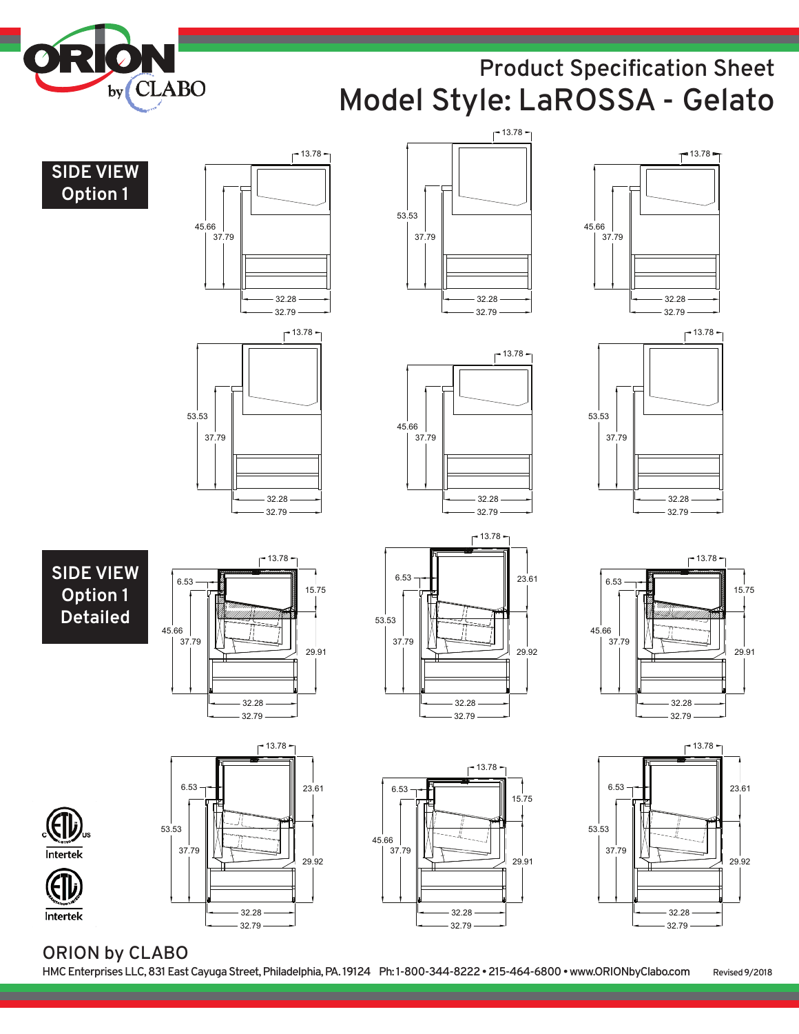Product Specification Sheet

# Model Style: LaROSSA - Gelato

## SIDE VIEW Option 1

13.78
45.66
37.79
32.28
32.79

13.78
53.53
37.79
32.28
32.79

13.78
45.66
37.79
32.28
32.79

13.78
53.53
37.79
32.28
32.79

13.78
45.66
37.79
32.28
32.79

13.78
53.53
37.79
32.28
32.79

## SIDE VIEW Option 1 Detailed

13.78
6.53
15.75
45.66
37.79
29.91
32.28
32.79

13.78
6.53
23.61
53.53
37.79
29.92
32.28
32.79

13.78
6.53
15.75
45.66
37.79
29.91
32.28
32.79

13.78
6.53
23.61
53.53
37.79
29.92
32.28
32.79

13.78
6.53
15.75
45.66
37.79
29.91
32.28
32.79

13.78
6.53
23.61
53.53
37.79
29.92
32.28
32.79

Intertek

Intertek

ORION by CLABO

HMC Enterprises LLC, 831 East Cayuga Street, Philadelphia, PA. 19124 Ph: 1-800-344-8222 • 215-464-6800 • www.ORIONbyClabo.com Revised 9/2018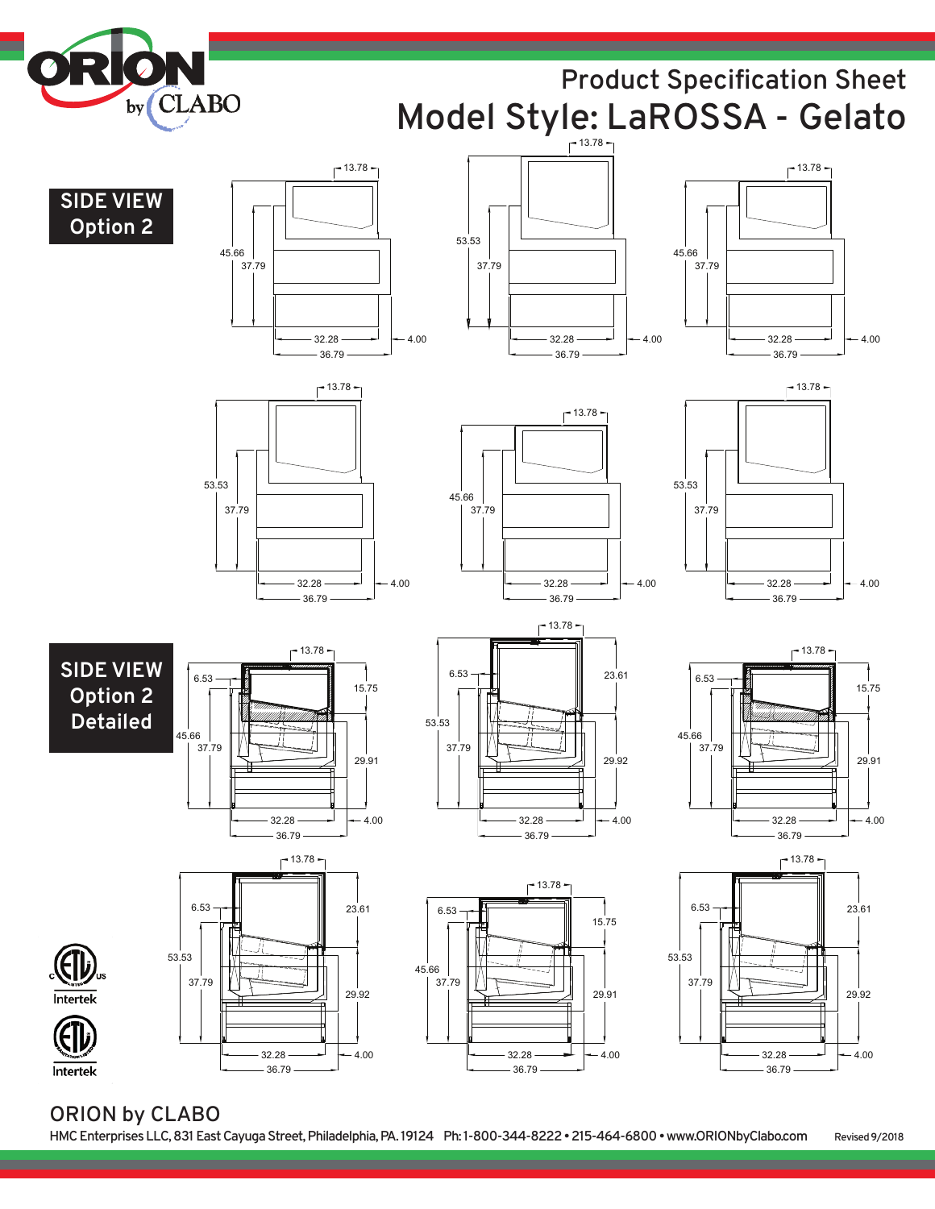Product Specification Sheet

# Model Style: LaROSSA - Gelato

## SIDE VIEW Option 2

13.78
45.66
37.79
32.28
36.79
4.00

13.78
53.53
37.79
32.28
36.79
4.00

13.78
45.66
37.79
32.28
36.79
4.00

13.78
53.53
37.79
32.28
36.79
4.00

13.78
45.66
37.79
32.28
36.79
4.00

13.78
53.53
37.79
32.28
36.79
4.00

## SIDE VIEW Option 2 Detailed

13.78
6.53
15.75
45.66
37.79
29.91
32.28
36.79
4.00

13.78
6.53
23.61
53.53
37.79
29.92
32.28
36.79
4.00

13.78
6.53
15.75
45.66
37.79
29.91
32.28
36.79
4.00

13.78
6.53
23.61
53.53
37.79
29.92
32.28
36.79
4.00

13.78
6.53
15.75
45.66
37.79
29.91
32.28
36.79
4.00

13.78
6.53
23.61
53.53
37.79
29.92
32.28
36.79
4.00

Intertek

Intertek

ORION by CLABO

HMC Enterprises LLC, 831 East Cayuga Street, Philadelphia, PA. 19124 Ph: 1-800-344-8222 • 215-464-6800 • www.ORIONbyClabo.com

Revised 9/2018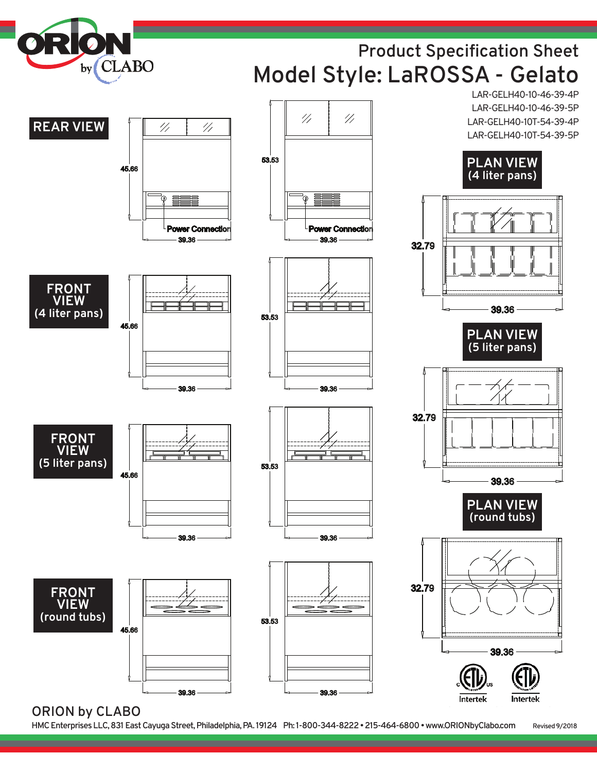ORION by CLABO

Product Specification Sheet

# Model Style: LaROSSA - Gelato

LAR-GELH40-10-46-39-4P
LAR-GELH40-10-46-39-5P
LAR-GELH40-10T-54-39-4P
LAR-GELH40-10T-54-39-5P

## REAR VIEW

45.66

Power Connection

39.36

53.53

Power Connection

39.36

## FRONT VIEW (4 liter pans)

45.66

39.36

53.53

39.36

## FRONT VIEW (5 liter pans)

45.66

39.36

53.53

39.36

## FRONT VIEW (round tubs)

45.66

39.36

53.53

39.36

## PLAN VIEW (4 liter pans)

32.79

39.36

## PLAN VIEW (5 liter pans)

32.79

39.36

## PLAN VIEW (round tubs)

32.79

39.36

C US Intertek

Intertek

ORION by CLABO

HMC Enterprises LLC, 831 East Cayuga Street, Philadelphia, PA. 19124 Ph: 1-800-344-8222 • 215-464-6800 • www.ORIONbyClabo.com

Revised 9/2018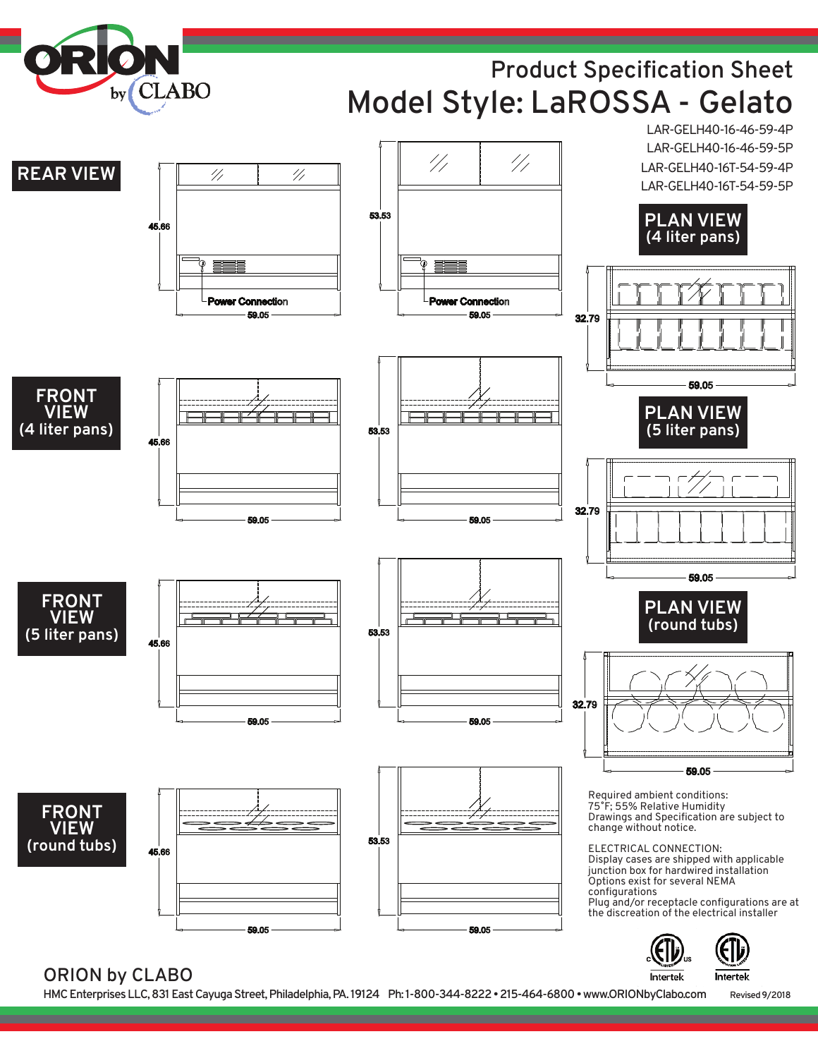# Product Specification Sheet

# Model Style: LaROSSA - Gelato

LAR-GELH40-16-46-59-4P
LAR-GELH40-16-46-59-5P
LAR-GELH40-16T-54-59-4P
LAR-GELH40-16T-54-59-5P

## REAR VIEW

45.66
53.53
Power Connection
59.05

## FRONT VIEW (4 liter pans)

45.66
53.53
59.05

## FRONT VIEW (5 liter pans)

45.66
53.53
59.05

## FRONT VIEW (round tubs)

45.66
53.53
59.05

## PLAN VIEW (4 liter pans)

32.79
59.05

## PLAN VIEW (5 liter pans)

32.79
59.05

## PLAN VIEW (round tubs)

32.79
59.05

Required ambient conditions:
75°F; 55% Relative Humidity
Drawings and Specification are subject to change without notice.

ELECTRICAL CONNECTION:
Display cases are shipped with applicable junction box for hardwired installation
Options exist for several NEMA configurations
Plug and/or receptacle configurations are at the discreation of the electrical installer

Intertek Intertek

ORION by CLABO

HMC Enterprises LLC, 831 East Cayuga Street, Philadelphia, PA. 19124 Ph: 1-800-344-8222 • 215-464-6800 • www.ORIONbyClabo.com

Revised 9/2018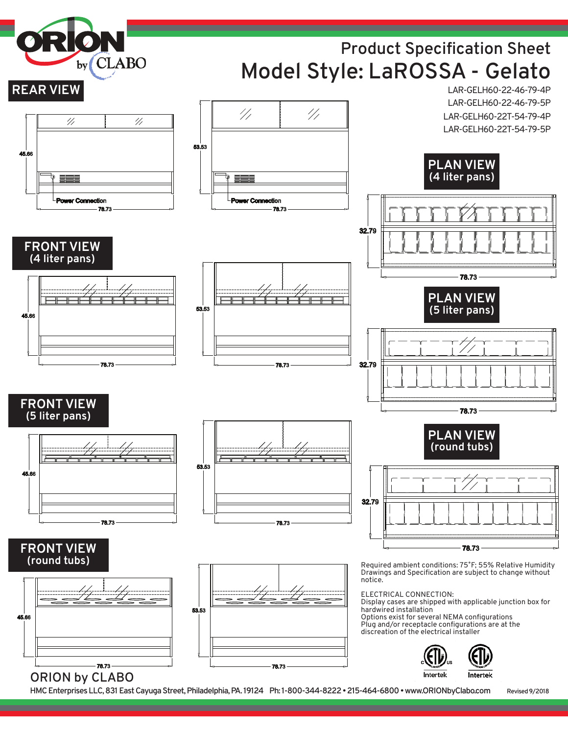ORION by CLABO

# Product Specification Sheet
# Model Style: LaROSSA - Gelato

LAR-GELH60-22-46-79-4P
LAR-GELH60-22-46-79-5P
LAR-GELH60-22T-54-79-4P
LAR-GELH60-22T-54-79-5P

## REAR VIEW

45.66
Power Connection
78.73

53.53
Power Connection
78.73

## PLAN VIEW (4 liter pans)

32.79
78.73

## FRONT VIEW (4 liter pans)

45.66
78.73

53.53
78.73

## PLAN VIEW (5 liter pans)

32.79
78.73

## FRONT VIEW (5 liter pans)

45.66
78.73

53.53
78.73

## PLAN VIEW (round tubs)

32.79
78.73

## FRONT VIEW (round tubs)

45.66
78.73

53.53
78.73

Required ambient conditions: 75˚F; 55% Relative Humidity
Drawings and Specification are subject to change without notice.

ELECTRICAL CONNECTION:
Display cases are shipped with applicable junction box for hardwired installation
Options exist for several NEMA configurations
Plug and/or receptacle configurations are at the discreation of the electrical installer

Intertek
Intertek

ORION by CLABO

HMC Enterprises LLC, 831 East Cayuga Street, Philadelphia, PA. 19124 Ph: 1-800-344-8222 • 215-464-6800 • www.ORIONbyClabo.com

Revised 9/2018